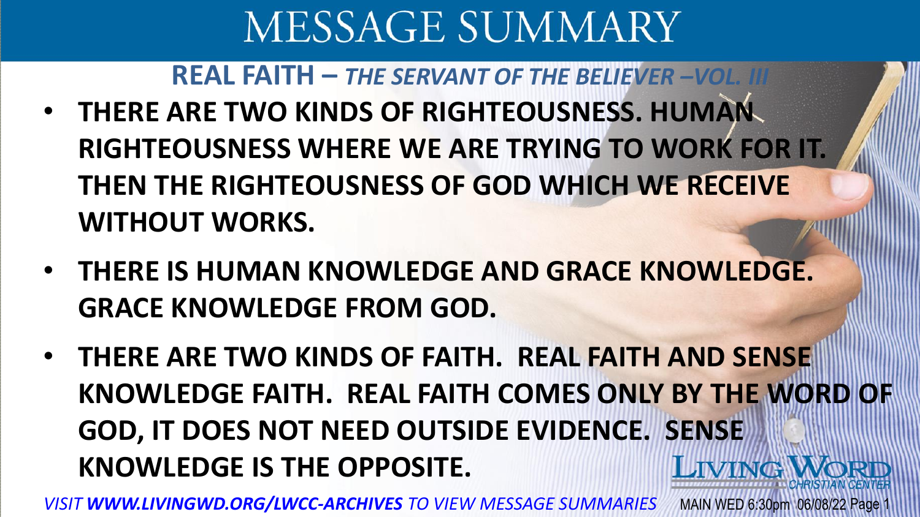# MESSAGE SUMMARY

## REAL FAITH – *THE SERVANT OF THE BELIEVER –VOL. III*

- **THERE ARE TWO KINDS OF RIGHTEOUSNESS. HUMAN RIGHTEOUSNESS WHERE WE ARE TRYING TO WORK FOR IT. THEN THE RIGHTEOUSNESS OF GOD WHICH WE RECEIVE WITHOUT WORKS.**
- **THERE IS HUMAN KNOWLEDGE AND GRACE KNOWLEDGE. GRACE KNOWLEDGE FROM GOD.**
- **THERE ARE TWO KINDS OF FAITH. REAL FAITH AND SENSE KNOWLEDGE FAITH. REAL FAITH COMES ONLY BY THE WORD OF GOD, IT DOES NOT NEED OUTSIDE EVIDENCE. SENSE KNOWLEDGE IS THE OPPOSITE.**

LIVING WORD CHRISTIAN CENTER

*VISIT **WWW.LIVINGWD.ORG/LWCC-ARCHIVES** TO VIEW MESSAGE SUMMARIES*

MAIN WED 6:30pm 06/08/22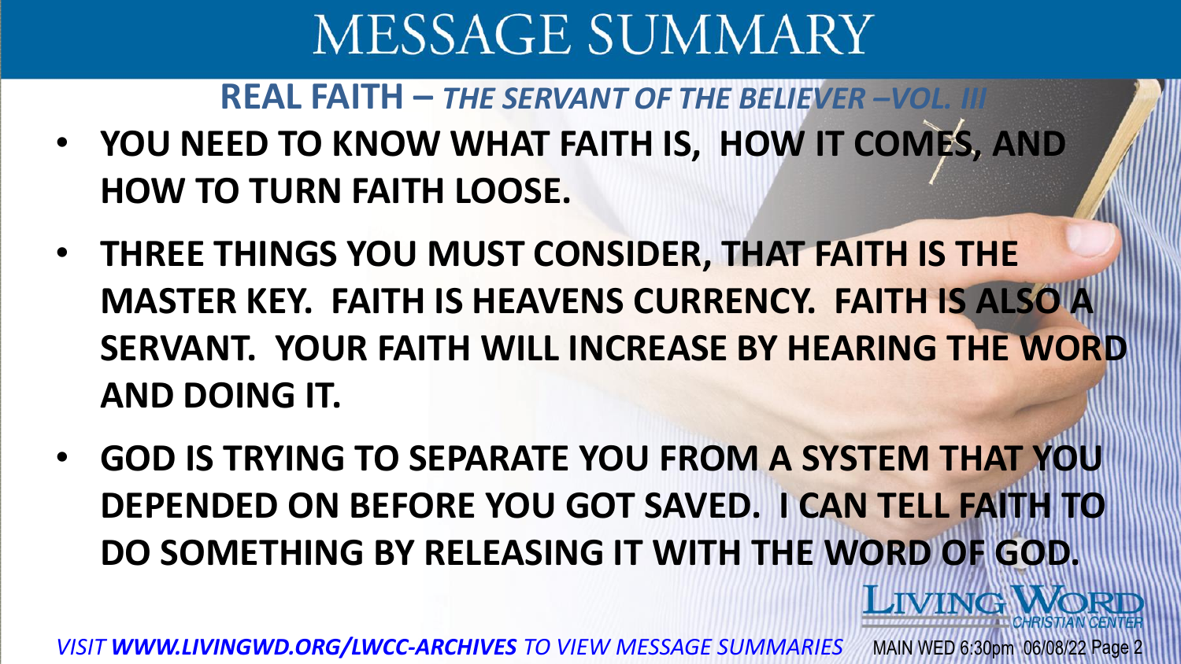# MESSAGE SUMMARY

## REAL FAITH – *THE SERVANT OF THE BELIEVER –VOL. III*

- **YOU NEED TO KNOW WHAT FAITH IS, HOW IT COMES, AND HOW TO TURN FAITH LOOSE.**
- **THREE THINGS YOU MUST CONSIDER, THAT FAITH IS THE MASTER KEY. FAITH IS HEAVENS CURRENCY. FAITH IS ALSO A SERVANT. YOUR FAITH WILL INCREASE BY HEARING THE WORD AND DOING IT.**
- **GOD IS TRYING TO SEPARATE YOU FROM A SYSTEM THAT YOU DEPENDED ON BEFORE YOU GOT SAVED. I CAN TELL FAITH TO DO SOMETHING BY RELEASING IT WITH THE WORD OF GOD.**

LIVING WORD CHRISTIAN CENTER

*VISIT **WWW.LIVINGWD.ORG/LWCC-ARCHIVES** TO VIEW MESSAGE SUMMARIES*

MAIN WED 6:30pm 06/08/22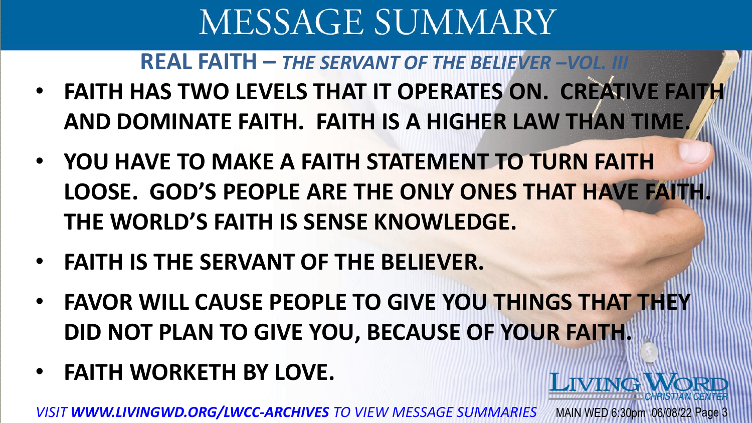# MESSAGE SUMMARY

## REAL FAITH – *THE SERVANT OF THE BELIEVER –VOL. III*

- **FAITH HAS TWO LEVELS THAT IT OPERATES ON. CREATIVE FAITH AND DOMINATE FAITH. FAITH IS A HIGHER LAW THAN TIME.**
- **YOU HAVE TO MAKE A FAITH STATEMENT TO TURN FAITH LOOSE. GOD'S PEOPLE ARE THE ONLY ONES THAT HAVE FAITH. THE WORLD'S FAITH IS SENSE KNOWLEDGE.**
- **FAITH IS THE SERVANT OF THE BELIEVER.**
- **FAVOR WILL CAUSE PEOPLE TO GIVE YOU THINGS THAT THEY DID NOT PLAN TO GIVE YOU, BECAUSE OF YOUR FAITH.**
- **FAITH WORKETH BY LOVE.**

LIVING WORD CHRISTIAN CENTER

*VISIT* ***WWW.LIVINGWD.ORG/LWCC-ARCHIVES*** *TO VIEW MESSAGE SUMMARIES*

MAIN WED 6:30pm 06/08/22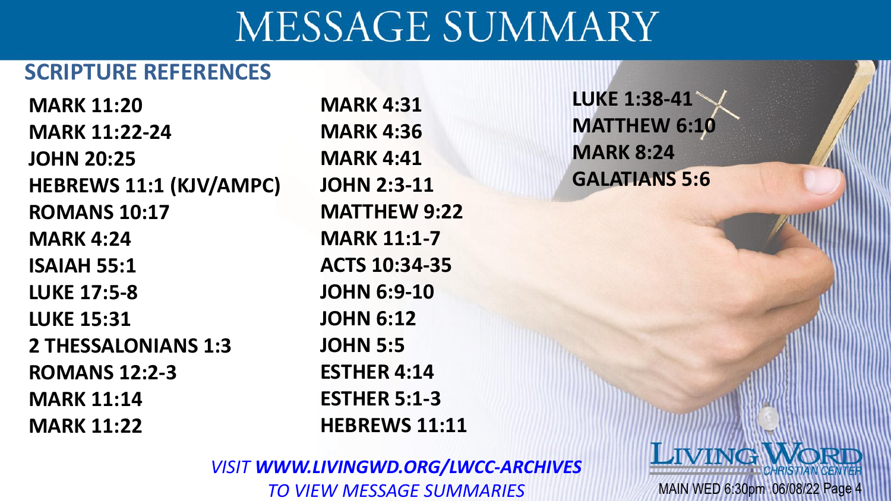# MESSAGE SUMMARY

## SCRIPTURE REFERENCES

**MARK 11:20**
**MARK 11:22-24**
**JOHN 20:25**
**HEBREWS 11:1 (KJV/AMPC)**
**ROMANS 10:17**
**MARK 4:24**
**ISAIAH 55:1**
**LUKE 17:5-8**
**LUKE 15:31**
**2 THESSALONIANS 1:3**
**ROMANS 12:2-3**
**MARK 11:14**
**MARK 11:22**
**MARK 4:31**
**MARK 4:36**
**MARK 4:41**
**JOHN 2:3-11**
**MATTHEW 9:22**
**MARK 11:1-7**
**ACTS 10:34-35**
**JOHN 6:9-10**
**JOHN 6:12**
**JOHN 5:5**
**ESTHER 4:14**
**ESTHER 5:1-3**
**HEBREWS 11:11**
**LUKE 1:38-41**
**MATTHEW 6:10**
**MARK 8:24**
**GALATIANS 5:6**

*VISIT* ***WWW.LIVINGWD.ORG/LWCC-ARCHIVES***
*TO VIEW MESSAGE SUMMARIES*

LIVING WORD CHRISTIAN CENTER

MAIN WED 6:30pm 06/08/22